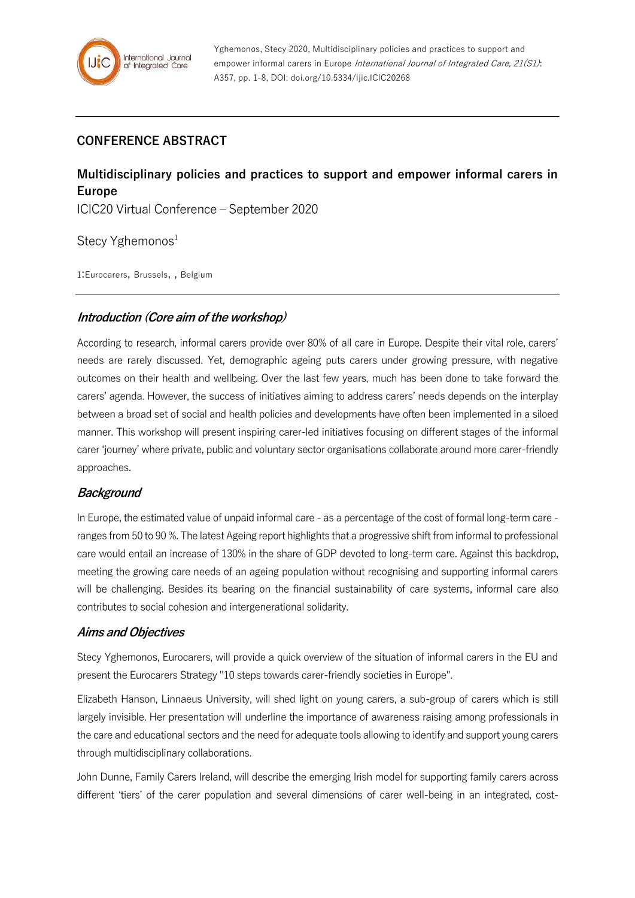## CONFERENCE ABSTRACT

# Multidisciplinary policies and practices to support and empower informal carers in Europe

ICIC20 Virtual Conference – September 2020

Stecy Yghemonos[1]

1:Eurocarers, Brussels, , Belgium

### *Introduction (Core aim of the workshop)*

According to research, informal carers provide over 80% of all care in Europe. Despite their vital role, carers' needs are rarely discussed. Yet, demographic ageing puts carers under growing pressure, with negative outcomes on their health and wellbeing. Over the last few years, much has been done to take forward the carers' agenda. However, the success of initiatives aiming to address carers' needs depends on the interplay between a broad set of social and health policies and developments have often been implemented in a siloed manner. This workshop will present inspiring carer-led initiatives focusing on different stages of the informal carer 'journey' where private, public and voluntary sector organisations collaborate around more carer-friendly approaches.

### *Background*

In Europe, the estimated value of unpaid informal care - as a percentage of the cost of formal long-term care - ranges from 50 to 90 %. The latest Ageing report highlights that a progressive shift from informal to professional care would entail an increase of 130% in the share of GDP devoted to long-term care. Against this backdrop, meeting the growing care needs of an ageing population without recognising and supporting informal carers will be challenging. Besides its bearing on the financial sustainability of care systems, informal care also contributes to social cohesion and intergenerational solidarity.

### *Aims and Objectives*

Stecy Yghemonos, Eurocarers, will provide a quick overview of the situation of informal carers in the EU and present the Eurocarers Strategy "10 steps towards carer-friendly societies in Europe".

Elizabeth Hanson, Linnaeus University, will shed light on young carers, a sub-group of carers which is still largely invisible. Her presentation will underline the importance of awareness raising among professionals in the care and educational sectors and the need for adequate tools allowing to identify and support young carers through multidisciplinary collaborations.

John Dunne, Family Carers Ireland, will describe the emerging Irish model for supporting family carers across different 'tiers' of the carer population and several dimensions of carer well-being in an integrated, cost-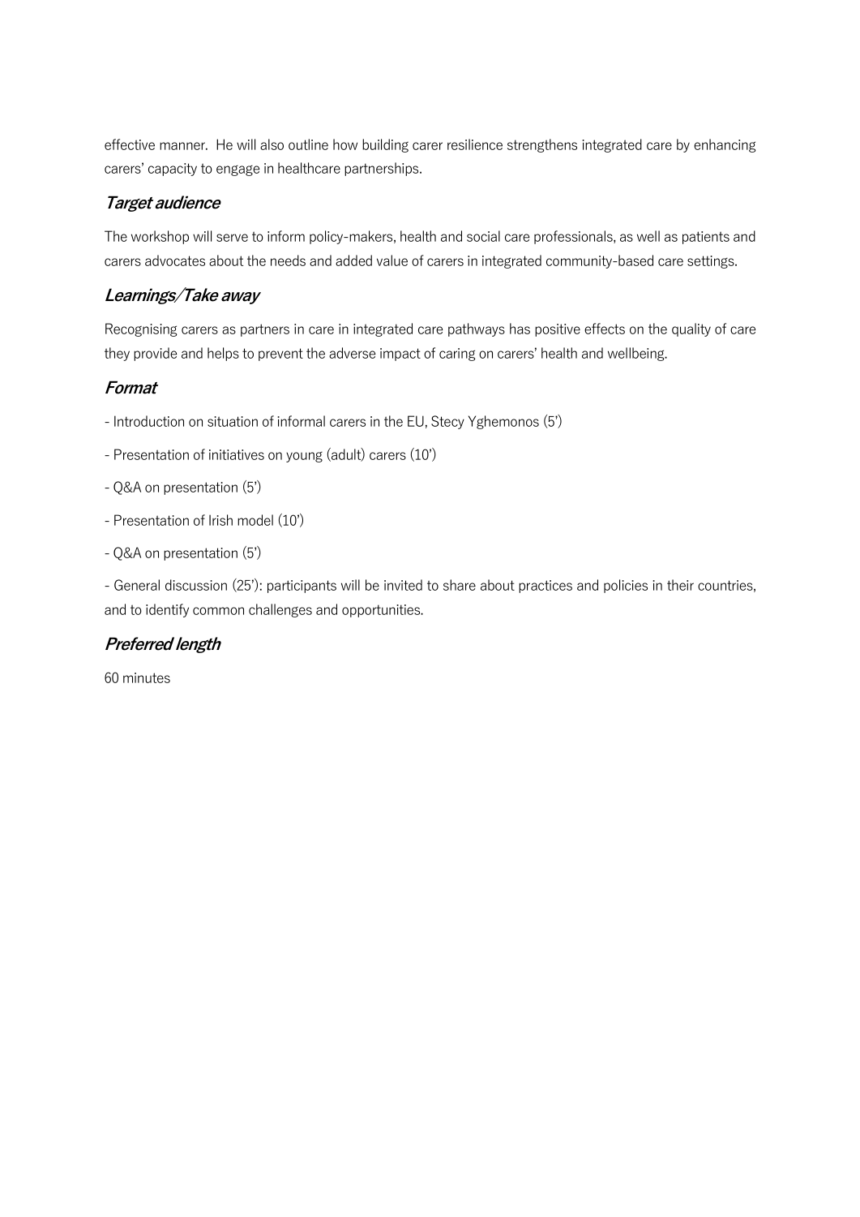effective manner. He will also outline how building carer resilience strengthens integrated care by enhancing carers' capacity to engage in healthcare partnerships.

### *Target audience*

The workshop will serve to inform policy-makers, health and social care professionals, as well as patients and carers advocates about the needs and added value of carers in integrated community-based care settings.

### *Learnings/Take away*

Recognising carers as partners in care in integrated care pathways has positive effects on the quality of care they provide and helps to prevent the adverse impact of caring on carers' health and wellbeing.

### *Format*

- Introduction on situation of informal carers in the EU, Stecy Yghemonos (5')
- Presentation of initiatives on young (adult) carers (10')
- Q&A on presentation (5')
- Presentation of Irish model (10')
- Q&A on presentation (5')
- General discussion (25'): participants will be invited to share about practices and policies in their countries, and to identify common challenges and opportunities.

### *Preferred length*

60 minutes